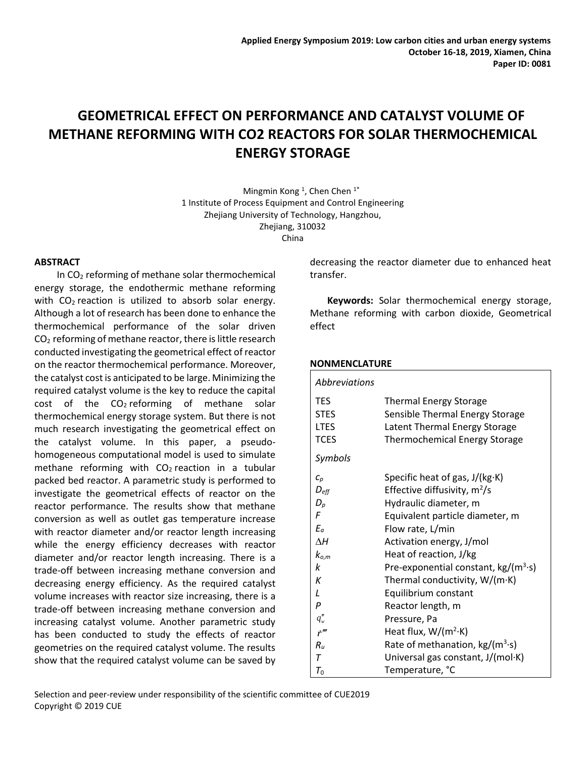# GEOMETRICAL EFFECT ON PERFORMANCE AND CATALYST VOLUME OF METHANE REFORMING WITH CO2 REACTORS FOR SOLAR THERMOCHEMICAL ENERGY STORAGE

Mingmin Kong [1], Chen Chen [1*]

1 Institute of Process Equipment and Control Engineering
Zhejiang University of Technology, Hangzhou,
Zhejiang, 310032
China

## ABSTRACT

In $CO_2$ reforming of methane solar thermochemical energy storage, the endothermic methane reforming with $CO_2$ reaction is utilized to absorb solar energy. Although a lot of research has been done to enhance the thermochemical performance of the solar driven $CO_2$ reforming of methane reactor, there is little research conducted investigating the geometrical effect of reactor on the reactor thermochemical performance. Moreover, the catalyst cost is anticipated to be large. Minimizing the required catalyst volume is the key to reduce the capital cost of the $CO_2$ reforming of methane solar thermochemical energy storage system. But there is not much research investigating the geometrical effect on the catalyst volume. In this paper, a pseudo-homogeneous computational model is used to simulate methane reforming with $CO_2$ reaction in a tubular packed bed reactor. A parametric study is performed to investigate the geometrical effects of reactor on the reactor performance. The results show that methane conversion as well as outlet gas temperature increase with reactor diameter and/or reactor length increasing while the energy efficiency decreases with reactor diameter and/or reactor length increasing. There is a trade-off between increasing methane conversion and decreasing energy efficiency. As the required catalyst volume increases with reactor size increasing, there is a trade-off between increasing methane conversion and increasing catalyst volume. Another parametric study has been conducted to study the effects of reactor geometries on the required catalyst volume. The results show that the required catalyst volume can be saved by decreasing the reactor diameter due to enhanced heat transfer.

**Keywords:** Solar thermochemical energy storage, Methane reforming with carbon dioxide, Geometrical effect

## NONMENCLATURE

| *Abbreviations* | |
|---|---|
| TES | Thermal Energy Storage |
| STES | Sensible Thermal Energy Storage |
| LTES | Latent Thermal Energy Storage |
| TCES | Thermochemical Energy Storage |
| *Symbols* | |
| $c_p$ | Specific heat of gas, J/(kg·K) |
| $D_{eff}$ | Effective diffusivity, m$^2$/s |
| $D_p$ | Hydraulic diameter, m |
| $F$ | Equivalent particle diameter, m |
| $E_a$ | Flow rate, L/min |
| $\Delta H$ | Activation energy, J/mol |
| $k_{o,m}$ | Heat of reaction, J/kg |
| $k$ | Pre-exponential constant, kg/(m$^3$·s) |
| $K$ | Thermal conductivity, W/(m·K) |
| $L$ | Equilibrium constant |
| $P$ | Reactor length, m |
| $q''_w$ | Pressure, Pa |
| $\dot{r}'''$ | Heat flux, W/(m$^2$·K) |
| $R_u$ | Rate of methanation, kg/(m$^3$·s) |
| $T$ | Universal gas constant, J/(mol·K) |
| $T_0$ | Temperature, °C |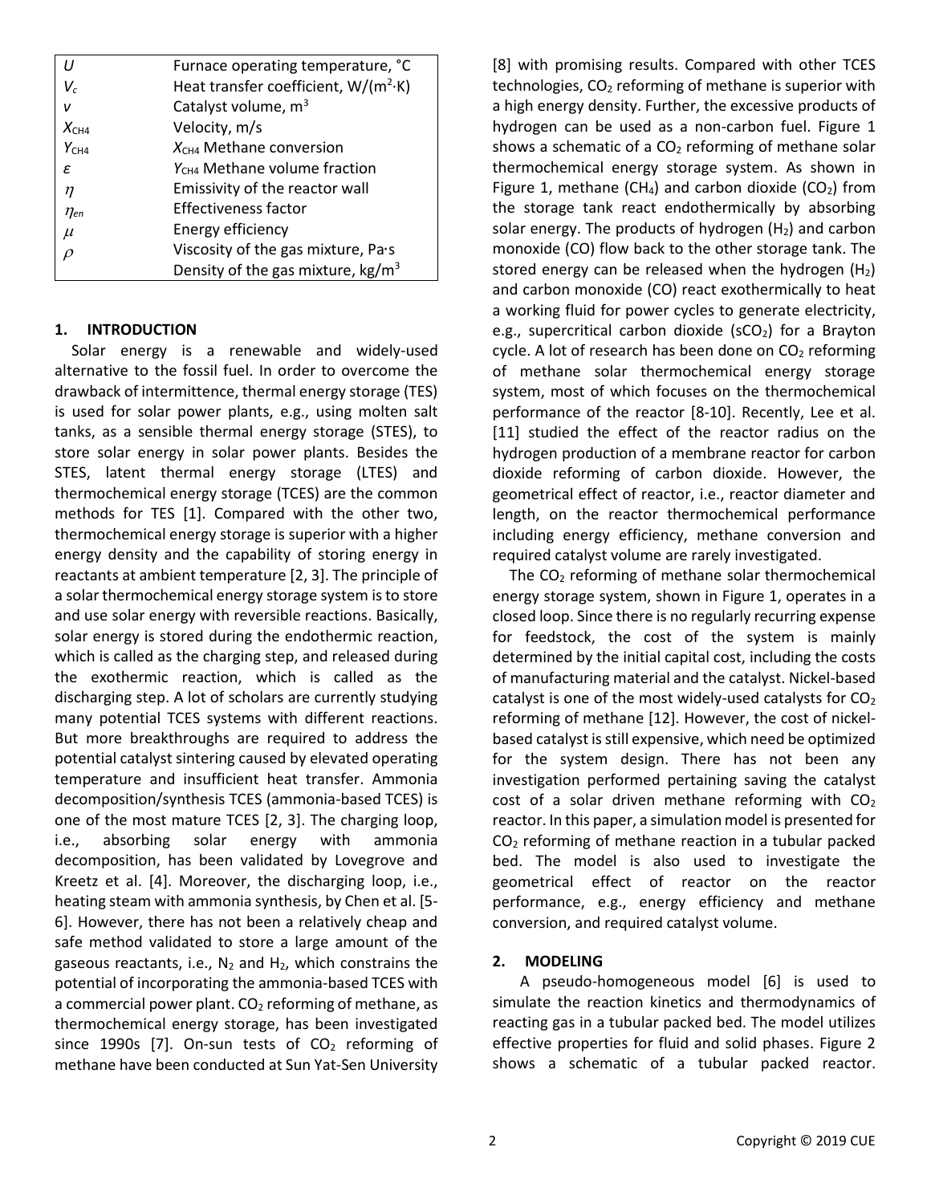| | |
|---|---|
| $U$ | Furnace operating temperature, °C |
| $V_c$ | Heat transfer coefficient, W/(m$^2$·K) |
| $v$ | Catalyst volume, m$^3$ |
| $X_{CH4}$ | Velocity, m/s |
| $Y_{CH4}$ | $X_{CH4}$ Methane conversion |
| $\varepsilon$ | $Y_{CH4}$ Methane volume fraction |
| $\eta$ | Emissivity of the reactor wall |
| $\eta_{en}$ | Effectiveness factor |
| $\mu$ | Energy efficiency |
| $\rho$ | Viscosity of the gas mixture, Pa·s |
| | Density of the gas mixture, kg/m$^3$ |

## 1. INTRODUCTION

Solar energy is a renewable and widely-used alternative to the fossil fuel. In order to overcome the drawback of intermittence, thermal energy storage (TES) is used for solar power plants, e.g., using molten salt tanks, as a sensible thermal energy storage (STES), to store solar energy in solar power plants. Besides the STES, latent thermal energy storage (LTES) and thermochemical energy storage (TCES) are the common methods for TES [1]. Compared with the other two, thermochemical energy storage is superior with a higher energy density and the capability of storing energy in reactants at ambient temperature [2, 3]. The principle of a solar thermochemical energy storage system is to store and use solar energy with reversible reactions. Basically, solar energy is stored during the endothermic reaction, which is called as the charging step, and released during the exothermic reaction, which is called as the discharging step. A lot of scholars are currently studying many potential TCES systems with different reactions. But more breakthroughs are required to address the potential catalyst sintering caused by elevated operating temperature and insufficient heat transfer. Ammonia decomposition/synthesis TCES (ammonia-based TCES) is one of the most mature TCES [2, 3]. The charging loop, i.e., absorbing solar energy with ammonia decomposition, has been validated by Lovegrove and Kreetz et al. [4]. Moreover, the discharging loop, i.e., heating steam with ammonia synthesis, by Chen et al. [5-6]. However, there has not been a relatively cheap and safe method validated to store a large amount of the gaseous reactants, i.e., $N_2$ and $H_2$, which constrains the potential of incorporating the ammonia-based TCES with a commercial power plant. $CO_2$ reforming of methane, as thermochemical energy storage, has been investigated since 1990s [7]. On-sun tests of $CO_2$ reforming of methane have been conducted at Sun Yat-Sen University [8] with promising results. Compared with other TCES technologies, $CO_2$ reforming of methane is superior with a high energy density. Further, the excessive products of hydrogen can be used as a non-carbon fuel. Figure 1 shows a schematic of a $CO_2$ reforming of methane solar thermochemical energy storage system. As shown in Figure 1, methane ($CH_4$) and carbon dioxide ($CO_2$) from the storage tank react endothermically by absorbing solar energy. The products of hydrogen ($H_2$) and carbon monoxide (CO) flow back to the other storage tank. The stored energy can be released when the hydrogen ($H_2$) and carbon monoxide (CO) react exothermically to heat a working fluid for power cycles to generate electricity, e.g., supercritical carbon dioxide (s$CO_2$) for a Brayton cycle. A lot of research has been done on $CO_2$ reforming of methane solar thermochemical energy storage system, most of which focuses on the thermochemical performance of the reactor [8-10]. Recently, Lee et al. [11] studied the effect of the reactor radius on the hydrogen production of a membrane reactor for carbon dioxide reforming of carbon dioxide. However, the geometrical effect of reactor, i.e., reactor diameter and length, on the reactor thermochemical performance including energy efficiency, methane conversion and required catalyst volume are rarely investigated.

The $CO_2$ reforming of methane solar thermochemical energy storage system, shown in Figure 1, operates in a closed loop. Since there is no regularly recurring expense for feedstock, the cost of the system is mainly determined by the initial capital cost, including the costs of manufacturing material and the catalyst. Nickel-based catalyst is one of the most widely-used catalysts for $CO_2$ reforming of methane [12]. However, the cost of nickel-based catalyst is still expensive, which need be optimized for the system design. There has not been any investigation performed pertaining saving the catalyst cost of a solar driven methane reforming with $CO_2$ reactor. In this paper, a simulation model is presented for $CO_2$ reforming of methane reaction in a tubular packed bed. The model is also used to investigate the geometrical effect of reactor on the reactor performance, e.g., energy efficiency and methane conversion, and required catalyst volume.

## 2. MODELING

A pseudo-homogeneous model [6] is used to simulate the reaction kinetics and thermodynamics of reacting gas in a tubular packed bed. The model utilizes effective properties for fluid and solid phases. Figure 2 shows a schematic of a tubular packed reactor.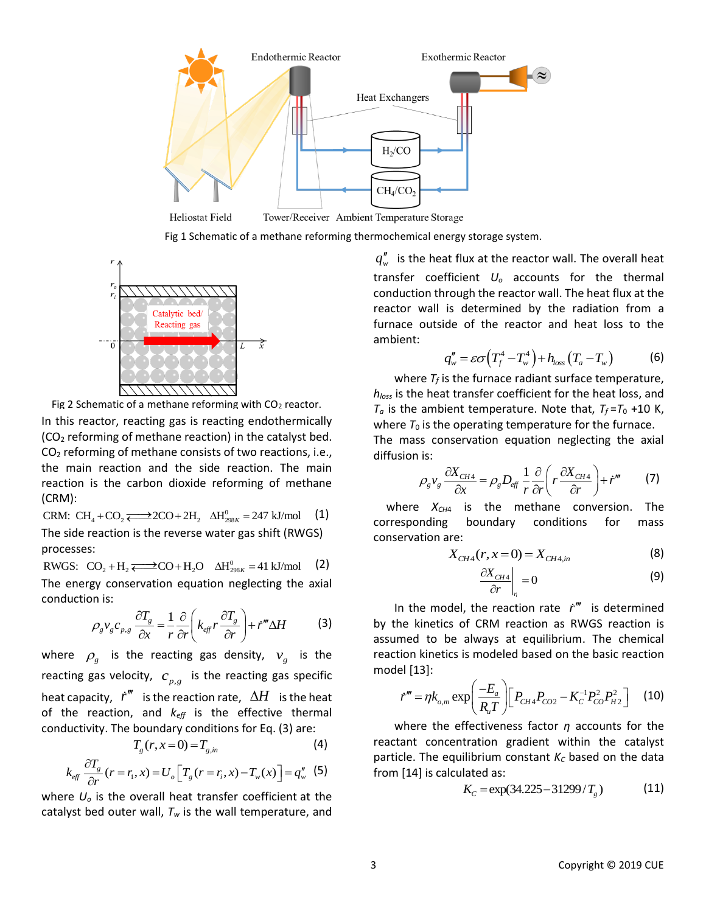Fig 1 Schematic of a methane reforming thermochemical energy storage system.

Fig 2 Schematic of a methane reforming with $CO_2$ reactor.

In this reactor, reacting gas is reacting endothermically ($CO_2$ reforming of methane reaction) in the catalyst bed. $CO_2$ reforming of methane consists of two reactions, i.e., the main reaction and the side reaction. The main reaction is the carbon dioxide reforming of methane (CRM):

$$\text{CRM: } CH_4 + CO_2 \rightleftharpoons 2CO + 2H_2 \quad \Delta H^0_{298K} = 247 \text{ kJ/mol} \tag{1}$$

The side reaction is the reverse water gas shift (RWGS) processes:

$$\text{RWGS: } CO_2 + H_2 \rightleftharpoons CO + H_2O \quad \Delta H^0_{298K} = 41 \text{ kJ/mol} \tag{2}$$

The energy conservation equation neglecting the axial conduction is:

$$\rho_g v_g c_{p,g} \frac{\partial T_g}{\partial x} = \frac{1}{r}\frac{\partial}{\partial r}\left(k_{eff} r \frac{\partial T_g}{\partial r}\right) + \dot{r}'''\Delta H \tag{3}$$

where $\rho_g$ is the reacting gas density, $v_g$ is the reacting gas velocity, $c_{p,g}$ is the reacting gas specific heat capacity, $\dot{r}'''$ is the reaction rate, $\Delta H$ is the heat of the reaction, and $k_{eff}$ is the effective thermal conductivity. The boundary conditions for Eq. (3) are:

$$T_g(r, x=0) = T_{g,in} \tag{4}$$

$$k_{eff}\frac{\partial T_g}{\partial r}(r = r_i, x) = U_o\left[T_g(r = r_i, x) - T_w(x)\right] = q''_w \tag{5}$$

where $U_o$ is the overall heat transfer coefficient at the catalyst bed outer wall, $T_w$ is the wall temperature, and $q''_w$ is the heat flux at the reactor wall. The overall heat transfer coefficient $U_o$ accounts for the thermal conduction through the reactor wall. The heat flux at the reactor wall is determined by the radiation from a furnace outside of the reactor and heat loss to the ambient:

$$q''_w = \varepsilon\sigma\left(T_f^4 - T_w^4\right) + h_{loss}\left(T_a - T_w\right) \tag{6}$$

where $T_f$ is the furnace radiant surface temperature, $h_{loss}$ is the heat transfer coefficient for the heat loss, and $T_a$ is the ambient temperature. Note that, $T_f = T_0$ +10 K, where $T_0$ is the operating temperature for the furnace.

The mass conservation equation neglecting the axial diffusion is:

$$\rho_g v_g \frac{\partial X_{CH4}}{\partial x} = \rho_g D_{eff} \frac{1}{r}\frac{\partial}{\partial r}\left(r \frac{\partial X_{CH4}}{\partial r}\right) + \dot{r}''' \tag{7}$$

where $X_{CH4}$ is the methane conversion. The corresponding boundary conditions for mass conservation are:

$$X_{CH4}(r, x=0) = X_{CH4,in} \tag{8}$$

$$\left.\frac{\partial X_{CH4}}{\partial r}\right|_{r_i} = 0 \tag{9}$$

In the model, the reaction rate $\dot{r}'''$ is determined by the kinetics of CRM reaction as RWGS reaction is assumed to be always at equilibrium. The chemical reaction kinetics is modeled based on the basic reaction model [13]:

$$\dot{r}''' = \eta k_{o,m} \exp\left(\frac{-E_a}{R_u T}\right)\left[P_{CH4}P_{CO2} - K_C^{-1}P_{CO}^2 P_{H2}^2\right] \tag{10}$$

where the effectiveness factor $\eta$ accounts for the reactant concentration gradient within the catalyst particle. The equilibrium constant $K_C$ based on the data from [14] is calculated as:

$$K_C = \exp(34.225 - 31299/T_g) \tag{11}$$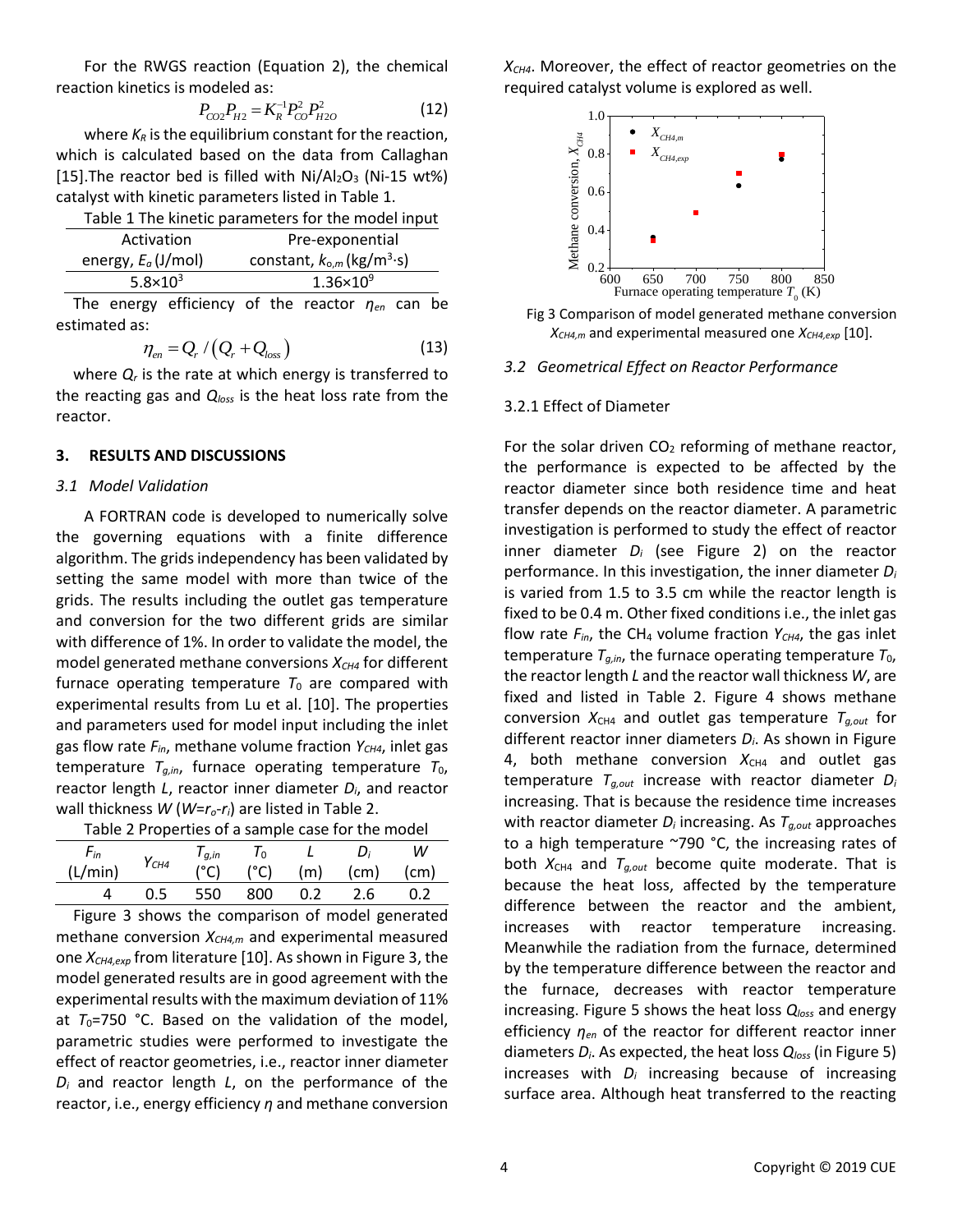For the RWGS reaction (Equation 2), the chemical reaction kinetics is modeled as:

$$P_{CO2}P_{H2} = K_R^{-1}P_{CO}^2P_{H2O}^2 \tag{12}$$

where $K_R$ is the equilibrium constant for the reaction, which is calculated based on the data from Callaghan [15].The reactor bed is filled with Ni/$Al_2O_3$ (Ni-15 wt%) catalyst with kinetic parameters listed in Table 1.

Table 1 The kinetic parameters for the model input

| Activation energy, $E_a$ (J/mol) | Pre-exponential constant, $k_{o,m}$ (kg/m$^3$·s) |
|---|---|
| $5.8\times10^3$ | $1.36\times10^9$ |

The energy efficiency of the reactor $\eta_{en}$ can be estimated as:

$$\eta_{en} = Q_r / \left(Q_r + Q_{loss}\right) \tag{13}$$

where $Q_r$ is the rate at which energy is transferred to the reacting gas and $Q_{loss}$ is the heat loss rate from the reactor.

## 3. RESULTS AND DISCUSSIONS

### *3.1 Model Validation*

A FORTRAN code is developed to numerically solve the governing equations with a finite difference algorithm. The grids independency has been validated by setting the same model with more than twice of the grids. The results including the outlet gas temperature and conversion for the two different grids are similar with difference of 1%. In order to validate the model, the model generated methane conversions $X_{CH4}$ for different furnace operating temperature $T_0$ are compared with experimental results from Lu et al. [10]. The properties and parameters used for model input including the inlet gas flow rate $F_{in}$, methane volume fraction $Y_{CH4}$, inlet gas temperature $T_{g,in}$, furnace operating temperature $T_0$, reactor length $L$, reactor inner diameter $D_i$, and reactor wall thickness $W$ ($W$=$r_o$-$r_i$) are listed in Table 2.

Table 2 Properties of a sample case for the model

| $F_{in}$ (L/min) | $Y_{CH4}$ | $T_{g,in}$ (°C) | $T_0$ (°C) | $L$ (m) | $D_i$ (cm) | $W$ (cm) |
|---|---|---|---|---|---|---|
| 4 | 0.5 | 550 | 800 | 0.2 | 2.6 | 0.2 |

Figure 3 shows the comparison of model generated methane conversion $X_{CH4,m}$ and experimental measured one $X_{CH4,exp}$ from literature [10]. As shown in Figure 3, the model generated results are in good agreement with the experimental results with the maximum deviation of 11% at $T_0$=750 °C. Based on the validation of the model, parametric studies were performed to investigate the effect of reactor geometries, i.e., reactor inner diameter $D_i$ and reactor length $L$, on the performance of the reactor, i.e., energy efficiency $\eta$ and methane conversion $X_{CH4}$. Moreover, the effect of reactor geometries on the required catalyst volume is explored as well.

Fig 3 Comparison of model generated methane conversion $X_{CH4,m}$ and experimental measured one $X_{CH4,exp}$ [10].

### *3.2 Geometrical Effect on Reactor Performance*

#### 3.2.1 Effect of Diameter

For the solar driven $CO_2$ reforming of methane reactor, the performance is expected to be affected by the reactor diameter since both residence time and heat transfer depends on the reactor diameter. A parametric investigation is performed to study the effect of reactor inner diameter $D_i$ (see Figure 2) on the reactor performance. In this investigation, the inner diameter $D_i$ is varied from 1.5 to 3.5 cm while the reactor length is fixed to be 0.4 m. Other fixed conditions i.e., the inlet gas flow rate $F_{in}$, the $CH_4$ volume fraction $Y_{CH4}$, the gas inlet temperature $T_{g,in}$, the furnace operating temperature $T_0$, the reactor length $L$ and the reactor wall thickness $W$, are fixed and listed in Table 2. Figure 4 shows methane conversion $X_{CH4}$ and outlet gas temperature $T_{g,out}$ for different reactor inner diameters $D_i$. As shown in Figure 4, both methane conversion $X_{CH4}$ and outlet gas temperature $T_{g,out}$ increase with reactor diameter $D_i$ increasing. That is because the residence time increases with reactor diameter $D_i$ increasing. As $T_{g,out}$ approaches to a high temperature ~790 °C, the increasing rates of both $X_{CH4}$ and $T_{g,out}$ become quite moderate. That is because the heat loss, affected by the temperature difference between the reactor and the ambient, increases with reactor temperature increasing. Meanwhile the radiation from the furnace, determined by the temperature difference between the reactor and the furnace, decreases with reactor temperature increasing. Figure 5 shows the heat loss $Q_{loss}$ and energy efficiency $\eta_{en}$ of the reactor for different reactor inner diameters $D_i$. As expected, the heat loss $Q_{loss}$ (in Figure 5) increases with $D_i$ increasing because of increasing surface area. Although heat transferred to the reacting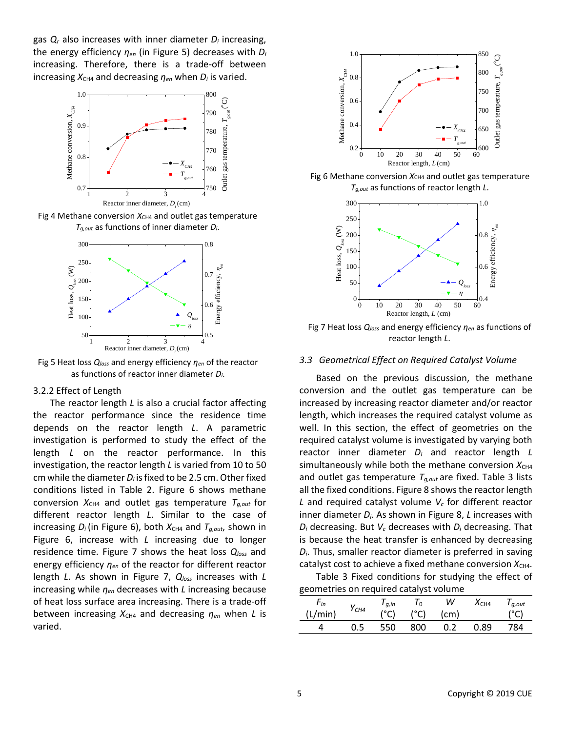gas $Q_r$ also increases with inner diameter $D_i$ increasing, the energy efficiency $\eta_{en}$ (in Figure 5) decreases with $D_i$ increasing. Therefore, there is a trade-off between increasing $X_{CH4}$ and decreasing $\eta_{en}$ when $D_i$ is varied.

Fig 4 Methane conversion $X_{CH4}$ and outlet gas temperature $T_{g,out}$ as functions of inner diameter $D_i$.

Fig 5 Heat loss $Q_{loss}$ and energy efficiency $\eta_{en}$ of the reactor as functions of reactor inner diameter $D_i$.

### 3.2.2 Effect of Length

The reactor length $L$ is also a crucial factor affecting the reactor performance since the residence time depends on the reactor length $L$. A parametric investigation is performed to study the effect of the length $L$ on the reactor performance. In this investigation, the reactor length $L$ is varied from 10 to 50 cm while the diameter $D_i$ is fixed to be 2.5 cm. Other fixed conditions listed in Table 2. Figure 6 shows methane conversion $X_{CH4}$ and outlet gas temperature $T_{g,out}$ for different reactor length $L$. Similar to the case of increasing $D_i$ (in Figure 6), both $X_{CH4}$ and $T_{g,out}$, shown in Figure 6, increase with $L$ increasing due to longer residence time. Figure 7 shows the heat loss $Q_{loss}$ and energy efficiency $\eta_{en}$ of the reactor for different reactor length $L$. As shown in Figure 7, $Q_{loss}$ increases with $L$ increasing while $\eta_{en}$ decreases with $L$ increasing because of heat loss surface area increasing. There is a trade-off between increasing $X_{CH4}$ and decreasing $\eta_{en}$ when $L$ is varied.

Fig 6 Methane conversion $X_{CH4}$ and outlet gas temperature $T_{g,out}$ as functions of reactor length $L$.

Fig 7 Heat loss $Q_{loss}$ and energy efficiency $\eta_{en}$ as functions of reactor length $L$.

## 3.3 Geometrical Effect on Required Catalyst Volume

Based on the previous discussion, the methane conversion and the outlet gas temperature can be increased by increasing reactor diameter and/or reactor length, which increases the required catalyst volume as well. In this section, the effect of geometries on the required catalyst volume is investigated by varying both reactor inner diameter $D_i$ and reactor length $L$ simultaneously while both the methane conversion $X_{CH4}$ and outlet gas temperature $T_{g,out}$ are fixed. Table 3 lists all the fixed conditions. Figure 8 shows the reactor length $L$ and required catalyst volume $V_c$ for different reactor inner diameter $D_i$. As shown in Figure 8, $L$ increases with $D_i$ decreasing. But $V_c$ decreases with $D_i$ decreasing. That is because the heat transfer is enhanced by decreasing $D_i$. Thus, smaller reactor diameter is preferred in saving catalyst cost to achieve a fixed methane conversion $X_{CH4}$.

Table 3 Fixed conditions for studying the effect of geometries on required catalyst volume

| $F_{in}$ (L/min) | $Y_{CH4}$ | $T_{g,in}$ (°C) | $T_0$ (°C) | $W$ (cm) | $X_{CH4}$ | $T_{g,out}$ (°C) |
|---|---|---|---|---|---|---|
| 4 | 0.5 | 550 | 800 | 0.2 | 0.89 | 784 |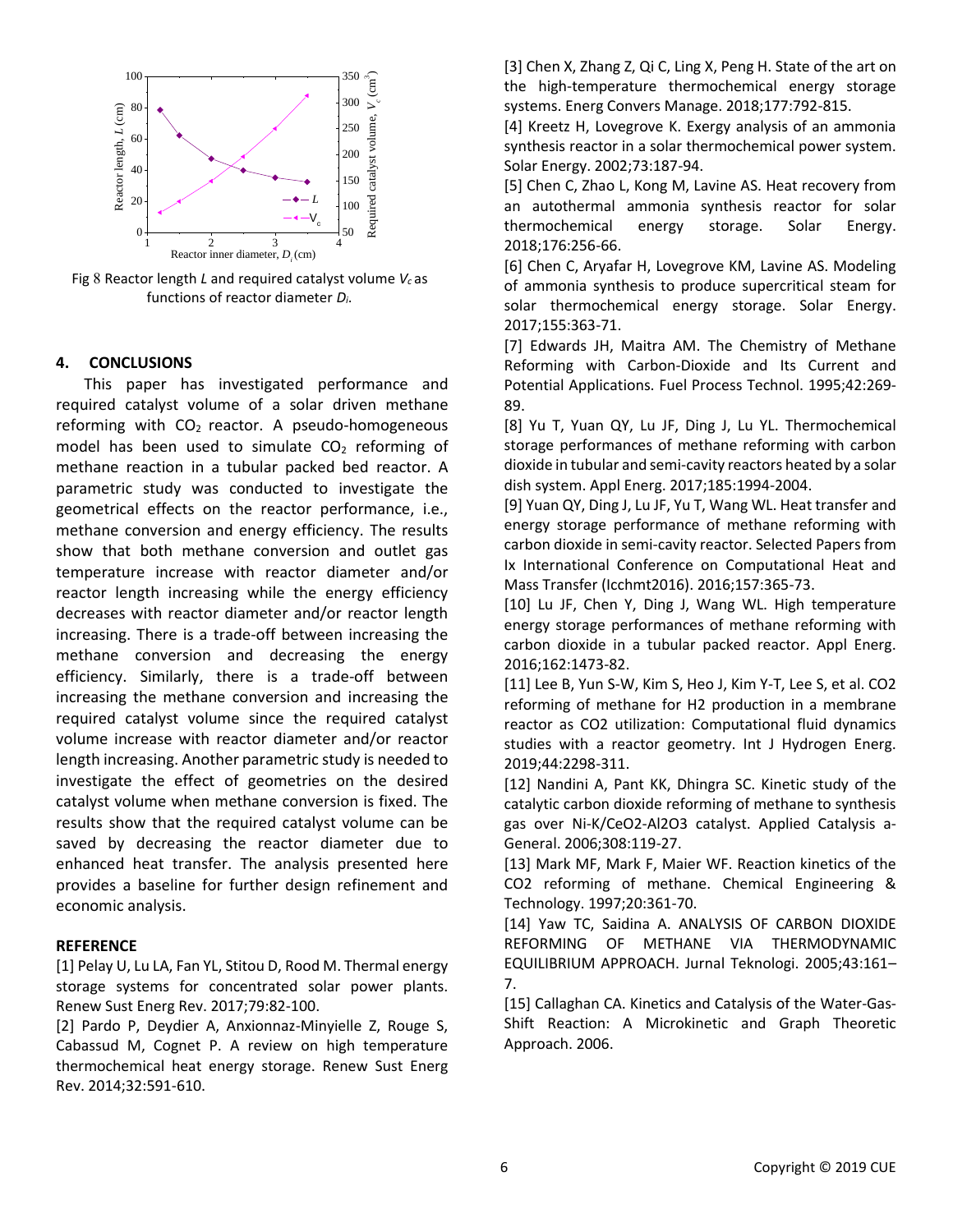100
80
60
40
20
0
Reactor length, $L$ (cm)
1
2
3
4
Reactor inner diameter, $D_i$ (cm)
350
300
250
200
150
100
50
Required catalyst volume, $V_c$ (cm$^3$)
$L$
$V_c$

Fig 8 Reactor length $L$ and required catalyst volume $V_c$ as functions of reactor diameter $D_i$.

## 4. CONCLUSIONS

This paper has investigated performance and required catalyst volume of a solar driven methane reforming with $CO_2$ reactor. A pseudo-homogeneous model has been used to simulate $CO_2$ reforming of methane reaction in a tubular packed bed reactor. A parametric study was conducted to investigate the geometrical effects on the reactor performance, i.e., methane conversion and energy efficiency. The results show that both methane conversion and outlet gas temperature increase with reactor diameter and/or reactor length increasing while the energy efficiency decreases with reactor diameter and/or reactor length increasing. There is a trade-off between increasing the methane conversion and decreasing the energy efficiency. Similarly, there is a trade-off between increasing the methane conversion and increasing the required catalyst volume since the required catalyst volume increase with reactor diameter and/or reactor length increasing. Another parametric study is needed to investigate the effect of geometries on the desired catalyst volume when methane conversion is fixed. The results show that the required catalyst volume can be saved by decreasing the reactor diameter due to enhanced heat transfer. The analysis presented here provides a baseline for further design refinement and economic analysis.

## REFERENCE

[1] Pelay U, Lu LA, Fan YL, Stitou D, Rood M. Thermal energy storage systems for concentrated solar power plants. Renew Sust Energ Rev. 2017;79:82-100.

[2] Pardo P, Deydier A, Anxionnaz-Minyielle Z, Rouge S, Cabassud M, Cognet P. A review on high temperature thermochemical heat energy storage. Renew Sust Energ Rev. 2014;32:591-610.

[3] Chen X, Zhang Z, Qi C, Ling X, Peng H. State of the art on the high-temperature thermochemical energy storage systems. Energ Convers Manage. 2018;177:792-815.

[4] Kreetz H, Lovegrove K. Exergy analysis of an ammonia synthesis reactor in a solar thermochemical power system. Solar Energy. 2002;73:187-94.

[5] Chen C, Zhao L, Kong M, Lavine AS. Heat recovery from an autothermal ammonia synthesis reactor for solar thermochemical energy storage. Solar Energy. 2018;176:256-66.

[6] Chen C, Aryafar H, Lovegrove KM, Lavine AS. Modeling of ammonia synthesis to produce supercritical steam for solar thermochemical energy storage. Solar Energy. 2017;155:363-71.

[7] Edwards JH, Maitra AM. The Chemistry of Methane Reforming with Carbon-Dioxide and Its Current and Potential Applications. Fuel Process Technol. 1995;42:269-89.

[8] Yu T, Yuan QY, Lu JF, Ding J, Lu YL. Thermochemical storage performances of methane reforming with carbon dioxide in tubular and semi-cavity reactors heated by a solar dish system. Appl Energ. 2017;185:1994-2004.

[9] Yuan QY, Ding J, Lu JF, Yu T, Wang WL. Heat transfer and energy storage performance of methane reforming with carbon dioxide in semi-cavity reactor. Selected Papers from Ix International Conference on Computational Heat and Mass Transfer (Icchmt2016). 2016;157:365-73.

[10] Lu JF, Chen Y, Ding J, Wang WL. High temperature energy storage performances of methane reforming with carbon dioxide in a tubular packed reactor. Appl Energ. 2016;162:1473-82.

[11] Lee B, Yun S-W, Kim S, Heo J, Kim Y-T, Lee S, et al. CO2 reforming of methane for H2 production in a membrane reactor as CO2 utilization: Computational fluid dynamics studies with a reactor geometry. Int J Hydrogen Energ. 2019;44:2298-311.

[12] Nandini A, Pant KK, Dhingra SC. Kinetic study of the catalytic carbon dioxide reforming of methane to synthesis gas over Ni-K/CeO2-Al2O3 catalyst. Applied Catalysis a-General. 2006;308:119-27.

[13] Mark MF, Mark F, Maier WF. Reaction kinetics of the CO2 reforming of methane. Chemical Engineering & Technology. 1997;20:361-70.

[14] Yaw TC, Saidina A. ANALYSIS OF CARBON DIOXIDE REFORMING OF METHANE VIA THERMODYNAMIC EQUILIBRIUM APPROACH. Jurnal Teknologi. 2005;43:161–7.

[15] Callaghan CA. Kinetics and Catalysis of the Water-Gas-Shift Reaction: A Microkinetic and Graph Theoretic Approach. 2006.